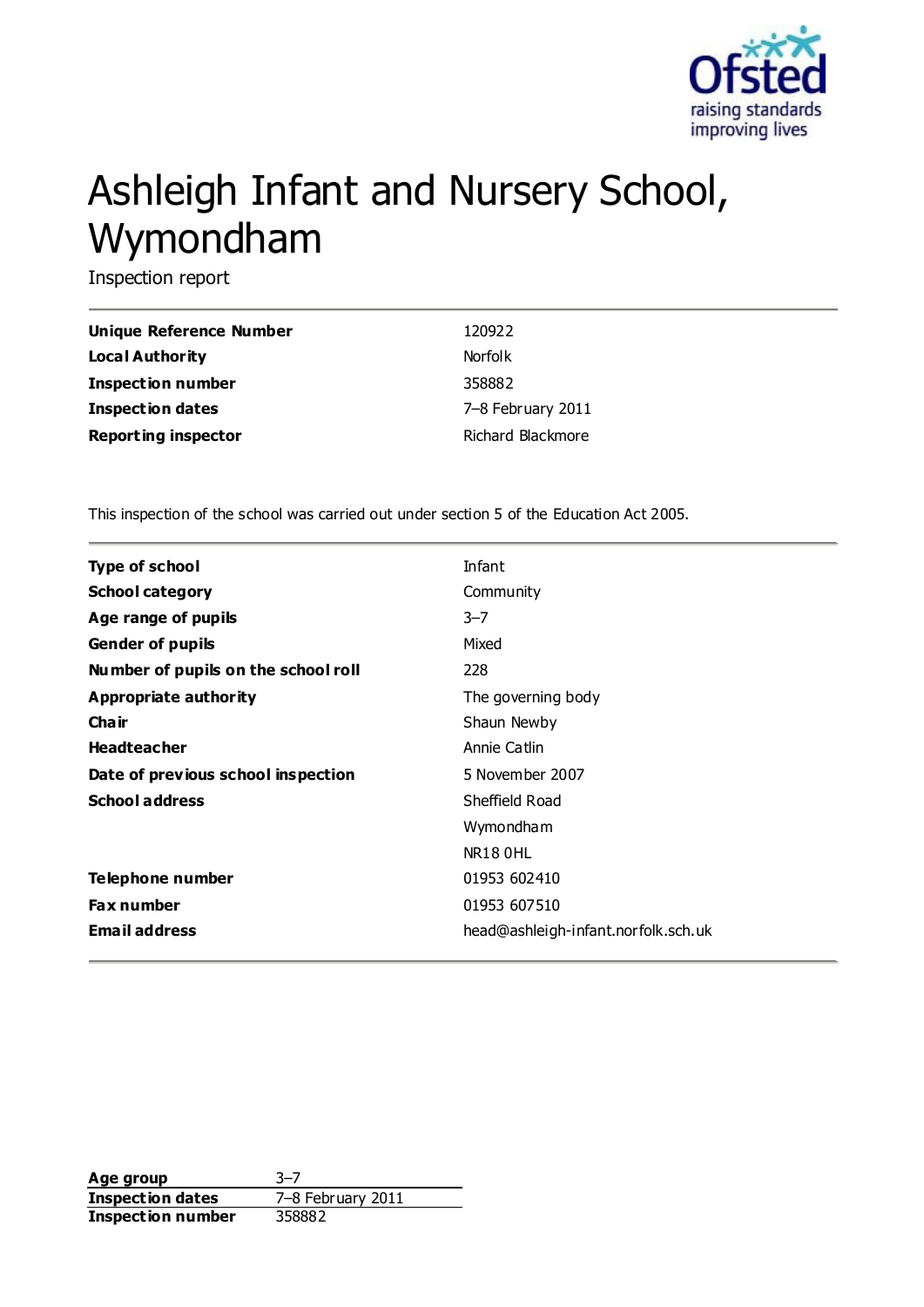# Ashleigh Infant and Nursery School, Wymondham

Inspection report

| | |
|---|---|
| **Unique Reference Number** | 120922 |
| **Local Authority** | Norfolk |
| **Inspection number** | 358882 |
| **Inspection dates** | 7–8 February 2011 |
| **Reporting inspector** | Richard Blackmore |

This inspection of the school was carried out under section 5 of the Education Act 2005.

| | |
|---|---|
| **Type of school** | Infant |
| **School category** | Community |
| **Age range of pupils** | 3–7 |
| **Gender of pupils** | Mixed |
| **Number of pupils on the school roll** | 228 |
| **Appropriate authority** | The governing body |
| **Chair** | Shaun Newby |
| **Headteacher** | Annie Catlin |
| **Date of previous school inspection** | 5 November 2007 |
| **School address** | Sheffield Road<br>Wymondham<br>NR18 0HL |
| **Telephone number** | 01953 602410 |
| **Fax number** | 01953 607510 |
| **Email address** | head@ashleigh-infant.norfolk.sch.uk |

| | |
|---|---|
| **Age group** | 3–7 |
| **Inspection dates** | 7–8 February 2011 |
| **Inspection number** | 358882 |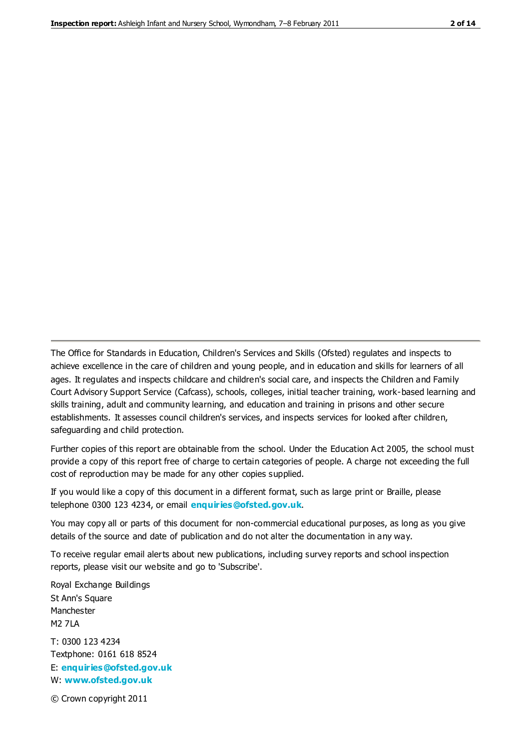The Office for Standards in Education, Children's Services and Skills (Ofsted) regulates and inspects to achieve excellence in the care of children and young people, and in education and skills for learners of all ages. It regulates and inspects childcare and children's social care, and inspects the Children and Family Court Advisory Support Service (Cafcass), schools, colleges, initial teacher training, work-based learning and skills training, adult and community learning, and education and training in prisons and other secure establishments. It assesses council children's services, and inspects services for looked after children, safeguarding and child protection.

Further copies of this report are obtainable from the school. Under the Education Act 2005, the school must provide a copy of this report free of charge to certain categories of people. A charge not exceeding the full cost of reproduction may be made for any other copies supplied.

If you would like a copy of this document in a different format, such as large print or Braille, please telephone 0300 123 4234, or email **enquiries@ofsted.gov.uk**.

You may copy all or parts of this document for non-commercial educational purposes, as long as you give details of the source and date of publication and do not alter the documentation in any way.

To receive regular email alerts about new publications, including survey reports and school inspection reports, please visit our website and go to 'Subscribe'.

Royal Exchange Buildings
St Ann's Square
Manchester
M2 7LA

T: 0300 123 4234
Textphone: 0161 618 8524
E: **enquiries@ofsted.gov.uk**
W: **www.ofsted.gov.uk**

© Crown copyright 2011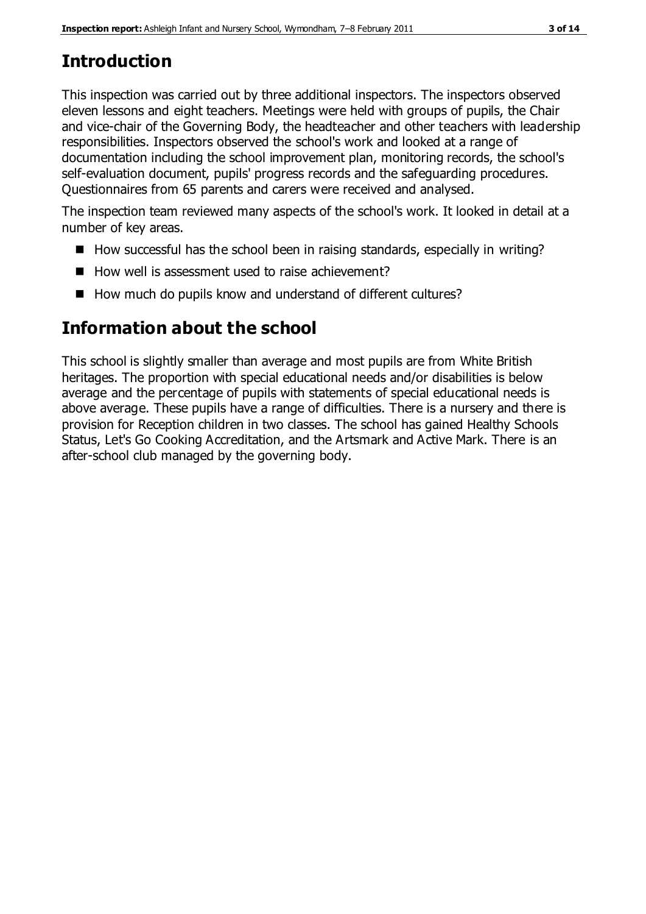## Introduction

This inspection was carried out by three additional inspectors. The inspectors observed eleven lessons and eight teachers. Meetings were held with groups of pupils, the Chair and vice-chair of the Governing Body, the headteacher and other teachers with leadership responsibilities. Inspectors observed the school's work and looked at a range of documentation including the school improvement plan, monitoring records, the school's self-evaluation document, pupils' progress records and the safeguarding procedures. Questionnaires from 65 parents and carers were received and analysed.

The inspection team reviewed many aspects of the school's work. It looked in detail at a number of key areas.

- How successful has the school been in raising standards, especially in writing?
- How well is assessment used to raise achievement?
- How much do pupils know and understand of different cultures?

## Information about the school

This school is slightly smaller than average and most pupils are from White British heritages. The proportion with special educational needs and/or disabilities is below average and the percentage of pupils with statements of special educational needs is above average. These pupils have a range of difficulties. There is a nursery and there is provision for Reception children in two classes. The school has gained Healthy Schools Status, Let's Go Cooking Accreditation, and the Artsmark and Active Mark. There is an after-school club managed by the governing body.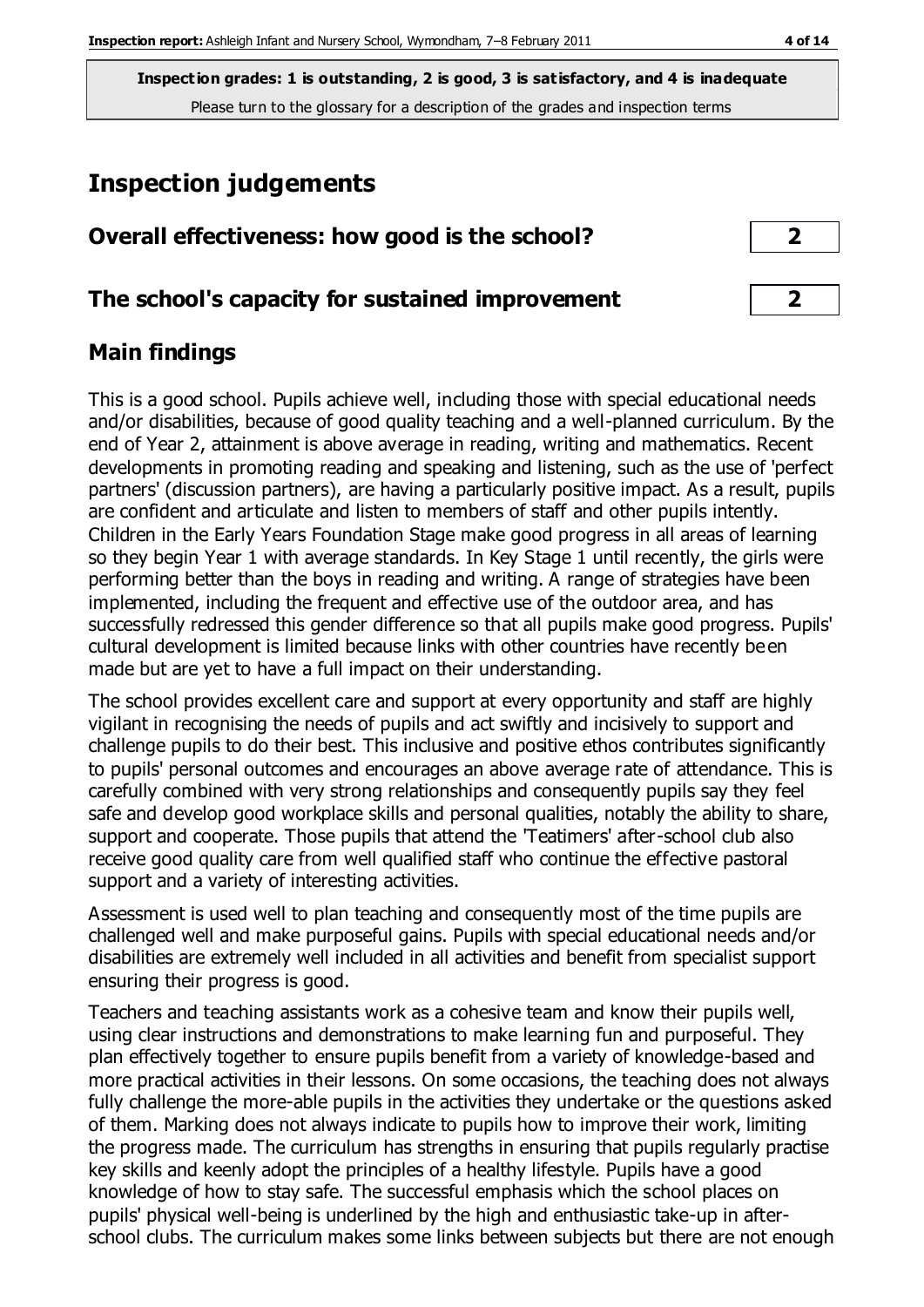**Inspection grades: 1 is outstanding, 2 is good, 3 is satisfactory, and 4 is inadequate**
Please turn to the glossary for a description of the grades and inspection terms

# Inspection judgements

## Overall effectiveness: how good is the school? 2

## The school's capacity for sustained improvement 2

## Main findings

This is a good school. Pupils achieve well, including those with special educational needs and/or disabilities, because of good quality teaching and a well-planned curriculum. By the end of Year 2, attainment is above average in reading, writing and mathematics. Recent developments in promoting reading and speaking and listening, such as the use of 'perfect partners' (discussion partners), are having a particularly positive impact. As a result, pupils are confident and articulate and listen to members of staff and other pupils intently. Children in the Early Years Foundation Stage make good progress in all areas of learning so they begin Year 1 with average standards. In Key Stage 1 until recently, the girls were performing better than the boys in reading and writing. A range of strategies have been implemented, including the frequent and effective use of the outdoor area, and has successfully redressed this gender difference so that all pupils make good progress. Pupils' cultural development is limited because links with other countries have recently been made but are yet to have a full impact on their understanding.

The school provides excellent care and support at every opportunity and staff are highly vigilant in recognising the needs of pupils and act swiftly and incisively to support and challenge pupils to do their best. This inclusive and positive ethos contributes significantly to pupils' personal outcomes and encourages an above average rate of attendance. This is carefully combined with very strong relationships and consequently pupils say they feel safe and develop good workplace skills and personal qualities, notably the ability to share, support and cooperate. Those pupils that attend the 'Teatimers' after-school club also receive good quality care from well qualified staff who continue the effective pastoral support and a variety of interesting activities.

Assessment is used well to plan teaching and consequently most of the time pupils are challenged well and make purposeful gains. Pupils with special educational needs and/or disabilities are extremely well included in all activities and benefit from specialist support ensuring their progress is good.

Teachers and teaching assistants work as a cohesive team and know their pupils well, using clear instructions and demonstrations to make learning fun and purposeful. They plan effectively together to ensure pupils benefit from a variety of knowledge-based and more practical activities in their lessons. On some occasions, the teaching does not always fully challenge the more-able pupils in the activities they undertake or the questions asked of them. Marking does not always indicate to pupils how to improve their work, limiting the progress made. The curriculum has strengths in ensuring that pupils regularly practise key skills and keenly adopt the principles of a healthy lifestyle. Pupils have a good knowledge of how to stay safe. The successful emphasis which the school places on pupils' physical well-being is underlined by the high and enthusiastic take-up in after-school clubs. The curriculum makes some links between subjects but there are not enough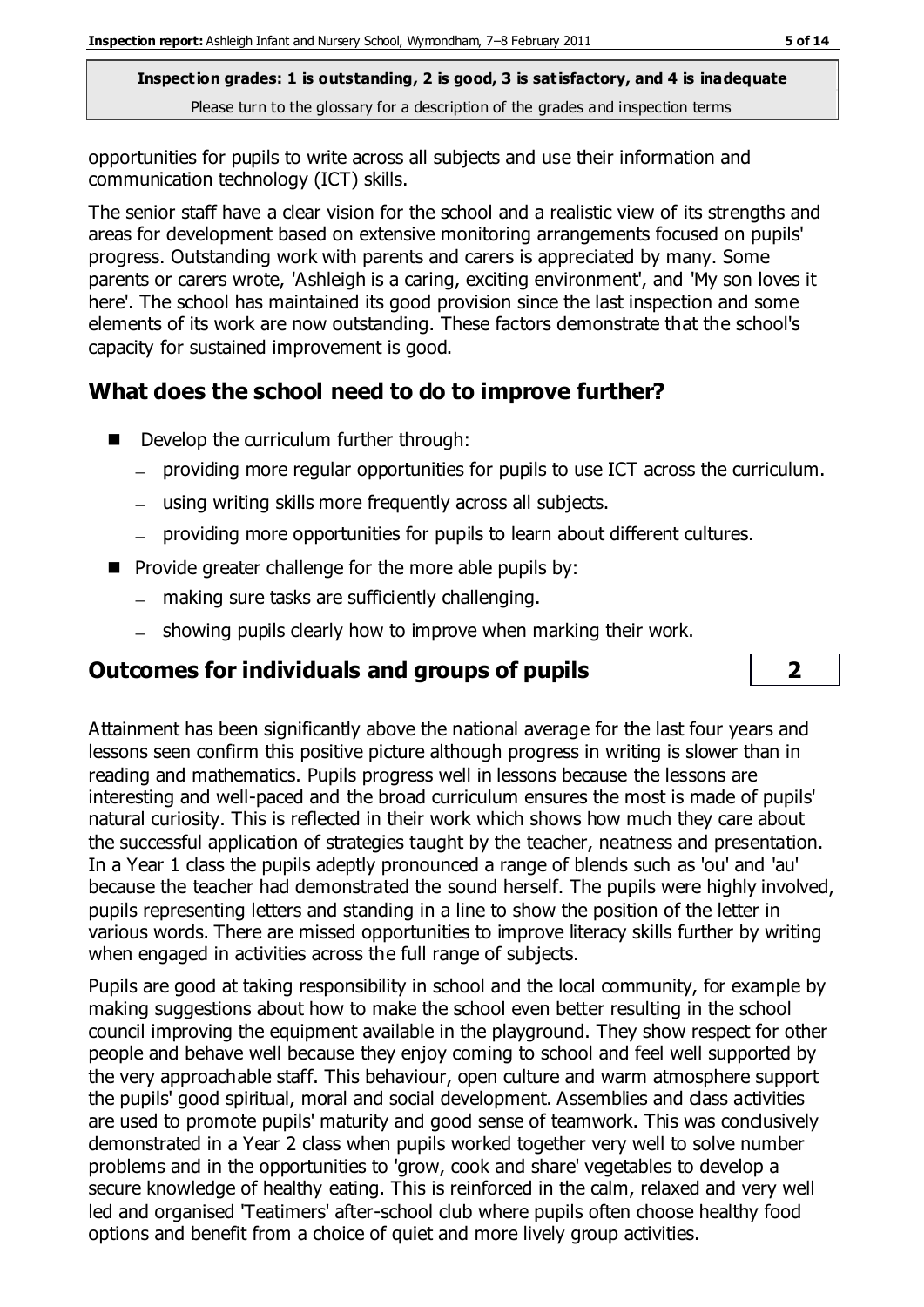opportunities for pupils to write across all subjects and use their information and communication technology (ICT) skills.

The senior staff have a clear vision for the school and a realistic view of its strengths and areas for development based on extensive monitoring arrangements focused on pupils' progress. Outstanding work with parents and carers is appreciated by many. Some parents or carers wrote, 'Ashleigh is a caring, exciting environment', and 'My son loves it here'. The school has maintained its good provision since the last inspection and some elements of its work are now outstanding. These factors demonstrate that the school's capacity for sustained improvement is good.

## What does the school need to do to improve further?

- Develop the curriculum further through:
  - providing more regular opportunities for pupils to use ICT across the curriculum.
  - using writing skills more frequently across all subjects.
  - providing more opportunities for pupils to learn about different cultures.
- Provide greater challenge for the more able pupils by:
  - making sure tasks are sufficiently challenging.
  - showing pupils clearly how to improve when marking their work.

## Outcomes for individuals and groups of pupils **2**

Attainment has been significantly above the national average for the last four years and lessons seen confirm this positive picture although progress in writing is slower than in reading and mathematics. Pupils progress well in lessons because the lessons are interesting and well-paced and the broad curriculum ensures the most is made of pupils' natural curiosity. This is reflected in their work which shows how much they care about the successful application of strategies taught by the teacher, neatness and presentation. In a Year 1 class the pupils adeptly pronounced a range of blends such as 'ou' and 'au' because the teacher had demonstrated the sound herself. The pupils were highly involved, pupils representing letters and standing in a line to show the position of the letter in various words. There are missed opportunities to improve literacy skills further by writing when engaged in activities across the full range of subjects.

Pupils are good at taking responsibility in school and the local community, for example by making suggestions about how to make the school even better resulting in the school council improving the equipment available in the playground. They show respect for other people and behave well because they enjoy coming to school and feel well supported by the very approachable staff. This behaviour, open culture and warm atmosphere support the pupils' good spiritual, moral and social development. Assemblies and class activities are used to promote pupils' maturity and good sense of teamwork. This was conclusively demonstrated in a Year 2 class when pupils worked together very well to solve number problems and in the opportunities to 'grow, cook and share' vegetables to develop a secure knowledge of healthy eating. This is reinforced in the calm, relaxed and very well led and organised 'Teatimers' after-school club where pupils often choose healthy food options and benefit from a choice of quiet and more lively group activities.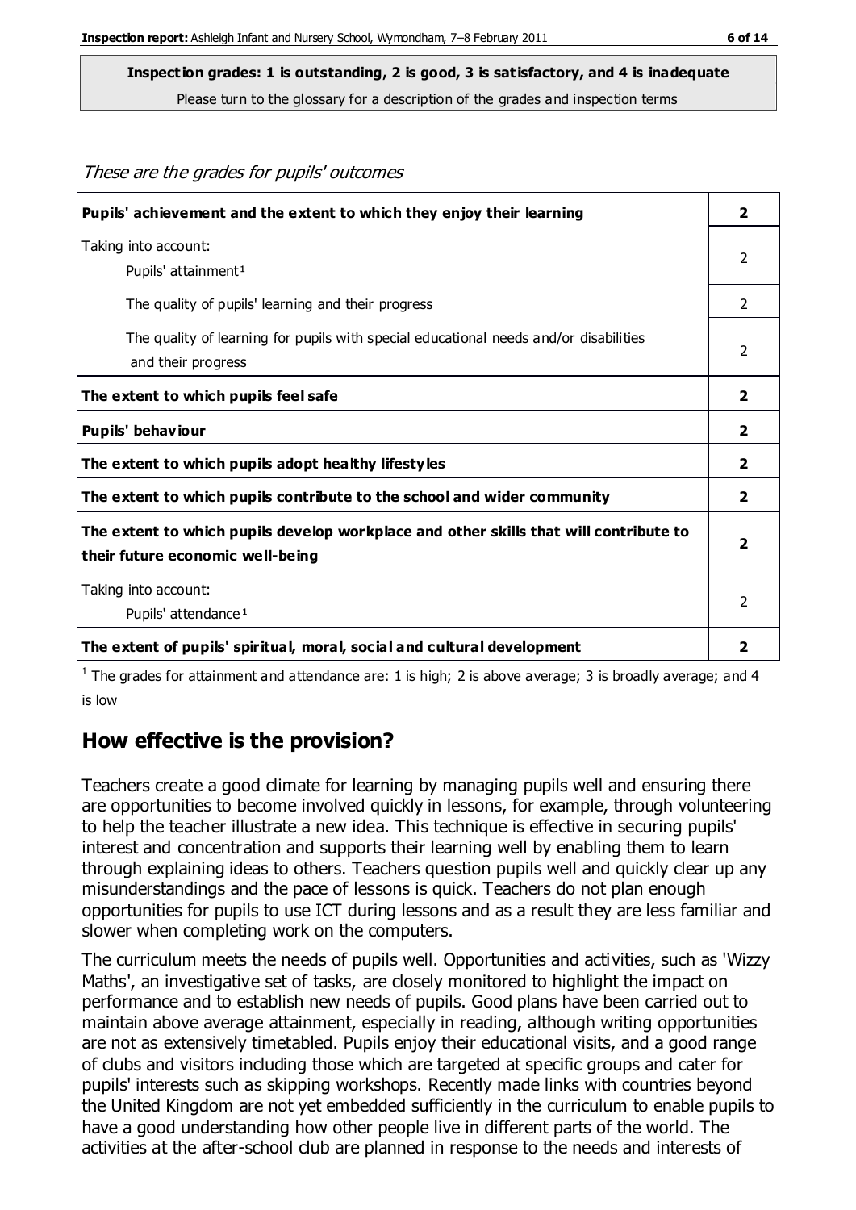**Inspection grades: 1 is outstanding, 2 is good, 3 is satisfactory, and 4 is inadequate**
Please turn to the glossary for a description of the grades and inspection terms

*These are the grades for pupils' outcomes*

| | |
|---|---|
| **Pupils' achievement and the extent to which they enjoy their learning** | **2** |
| Taking into account: Pupils' attainment[1] | 2 |
| The quality of pupils' learning and their progress | 2 |
| The quality of learning for pupils with special educational needs and/or disabilities and their progress | 2 |
| **The extent to which pupils feel safe** | **2** |
| **Pupils' behaviour** | **2** |
| **The extent to which pupils adopt healthy lifestyles** | **2** |
| **The extent to which pupils contribute to the school and wider community** | **2** |
| **The extent to which pupils develop workplace and other skills that will contribute to their future economic well-being** | **2** |
| Taking into account: Pupils' attendance[1] | 2 |
| **The extent of pupils' spiritual, moral, social and cultural development** | **2** |

[1] The grades for attainment and attendance are: 1 is high; 2 is above average; 3 is broadly average; and 4 is low

## How effective is the provision?

Teachers create a good climate for learning by managing pupils well and ensuring there are opportunities to become involved quickly in lessons, for example, through volunteering to help the teacher illustrate a new idea. This technique is effective in securing pupils' interest and concentration and supports their learning well by enabling them to learn through explaining ideas to others. Teachers question pupils well and quickly clear up any misunderstandings and the pace of lessons is quick. Teachers do not plan enough opportunities for pupils to use ICT during lessons and as a result they are less familiar and slower when completing work on the computers.

The curriculum meets the needs of pupils well. Opportunities and activities, such as 'Wizzy Maths', an investigative set of tasks, are closely monitored to highlight the impact on performance and to establish new needs of pupils. Good plans have been carried out to maintain above average attainment, especially in reading, although writing opportunities are not as extensively timetabled. Pupils enjoy their educational visits, and a good range of clubs and visitors including those which are targeted at specific groups and cater for pupils' interests such as skipping workshops. Recently made links with countries beyond the United Kingdom are not yet embedded sufficiently in the curriculum to enable pupils to have a good understanding how other people live in different parts of the world. The activities at the after-school club are planned in response to the needs and interests of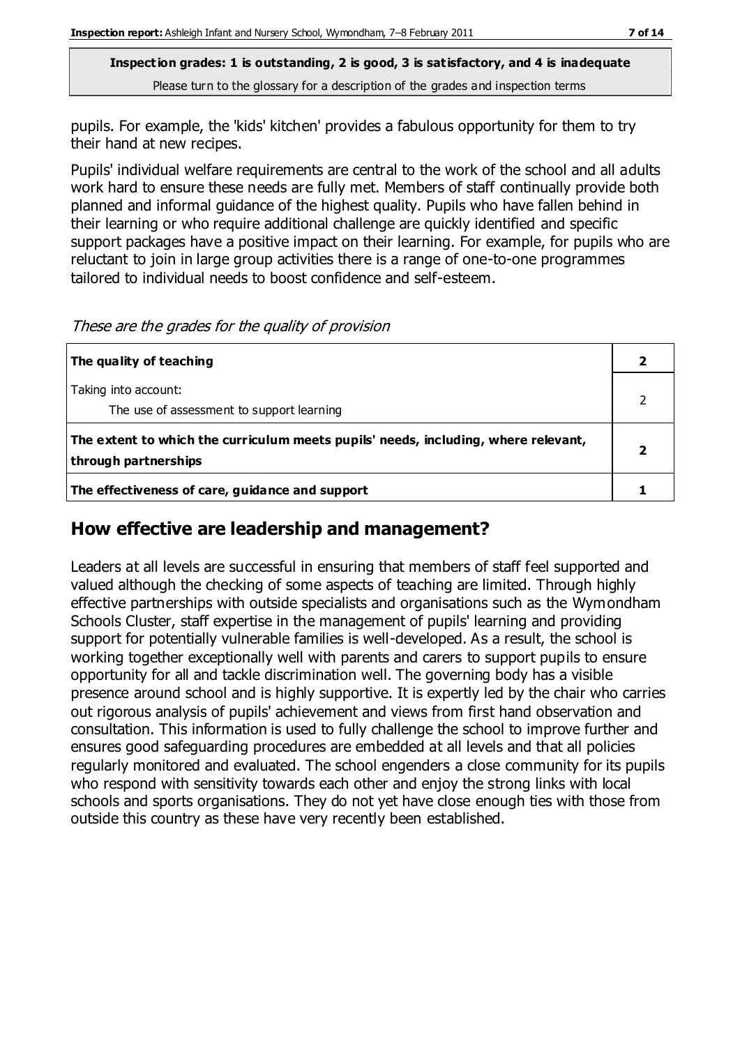**Inspection grades: 1 is outstanding, 2 is good, 3 is satisfactory, and 4 is inadequate**
Please turn to the glossary for a description of the grades and inspection terms

pupils. For example, the 'kids' kitchen' provides a fabulous opportunity for them to try their hand at new recipes.

Pupils' individual welfare requirements are central to the work of the school and all adults work hard to ensure these needs are fully met. Members of staff continually provide both planned and informal guidance of the highest quality. Pupils who have fallen behind in their learning or who require additional challenge are quickly identified and specific support packages have a positive impact on their learning. For example, for pupils who are reluctant to join in large group activities there is a range of one-to-one programmes tailored to individual needs to boost confidence and self-esteem.

*These are the grades for the quality of provision*

| | |
|---|---|
| **The quality of teaching** | **2** |
| Taking into account:<br>The use of assessment to support learning | 2 |
| **The extent to which the curriculum meets pupils' needs, including, where relevant, through partnerships** | **2** |
| **The effectiveness of care, guidance and support** | **1** |

## How effective are leadership and management?

Leaders at all levels are successful in ensuring that members of staff feel supported and valued although the checking of some aspects of teaching are limited. Through highly effective partnerships with outside specialists and organisations such as the Wymondham Schools Cluster, staff expertise in the management of pupils' learning and providing support for potentially vulnerable families is well-developed. As a result, the school is working together exceptionally well with parents and carers to support pupils to ensure opportunity for all and tackle discrimination well. The governing body has a visible presence around school and is highly supportive. It is expertly led by the chair who carries out rigorous analysis of pupils' achievement and views from first hand observation and consultation. This information is used to fully challenge the school to improve further and ensures good safeguarding procedures are embedded at all levels and that all policies regularly monitored and evaluated. The school engenders a close community for its pupils who respond with sensitivity towards each other and enjoy the strong links with local schools and sports organisations. They do not yet have close enough ties with those from outside this country as these have very recently been established.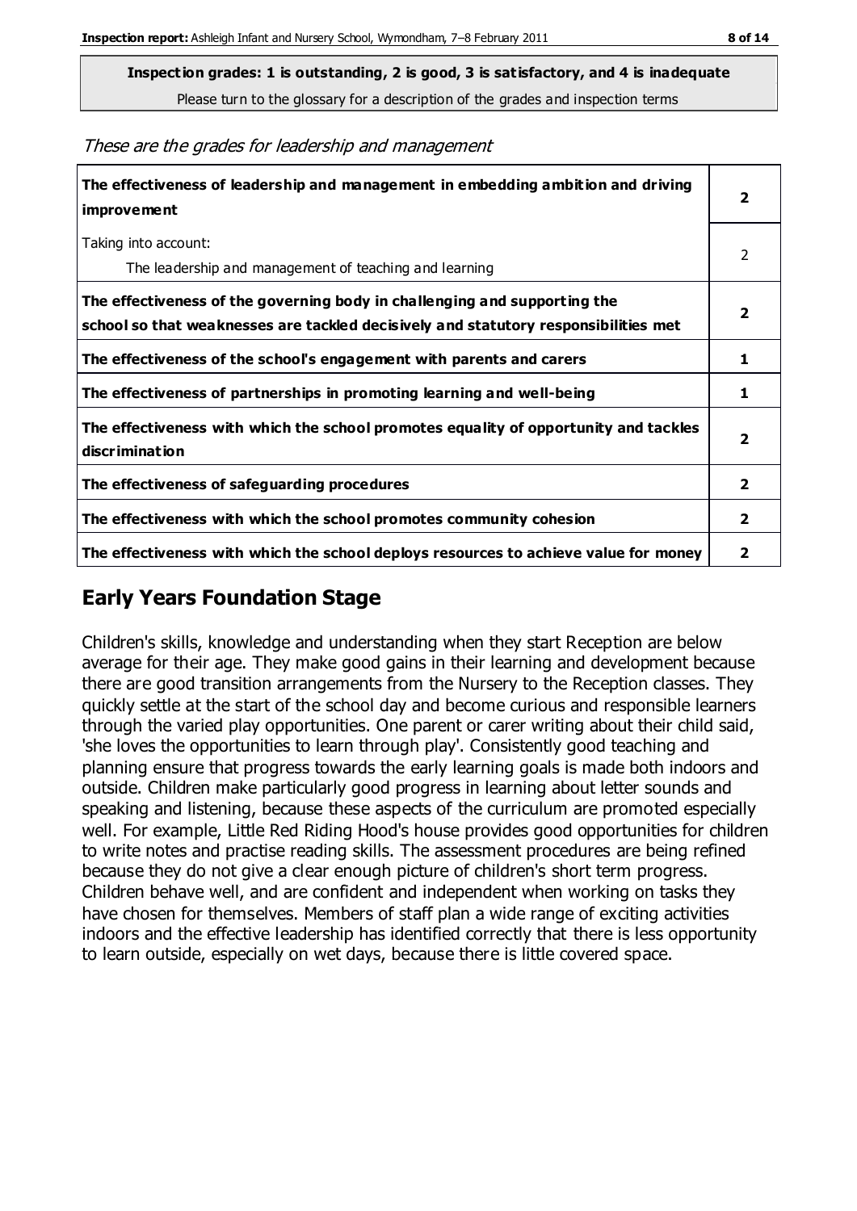**Inspection grades: 1 is outstanding, 2 is good, 3 is satisfactory, and 4 is inadequate**

Please turn to the glossary for a description of the grades and inspection terms

*These are the grades for leadership and management*

| | |
|---|---|
| **The effectiveness of leadership and management in embedding ambition and driving improvement** | **2** |
| Taking into account:<br>The leadership and management of teaching and learning | 2 |
| **The effectiveness of the governing body in challenging and supporting the school so that weaknesses are tackled decisively and statutory responsibilities met** | **2** |
| **The effectiveness of the school's engagement with parents and carers** | **1** |
| **The effectiveness of partnerships in promoting learning and well-being** | **1** |
| **The effectiveness with which the school promotes equality of opportunity and tackles discrimination** | **2** |
| **The effectiveness of safeguarding procedures** | **2** |
| **The effectiveness with which the school promotes community cohesion** | **2** |
| **The effectiveness with which the school deploys resources to achieve value for money** | **2** |

## Early Years Foundation Stage

Children's skills, knowledge and understanding when they start Reception are below average for their age. They make good gains in their learning and development because there are good transition arrangements from the Nursery to the Reception classes. They quickly settle at the start of the school day and become curious and responsible learners through the varied play opportunities. One parent or carer writing about their child said, 'she loves the opportunities to learn through play'. Consistently good teaching and planning ensure that progress towards the early learning goals is made both indoors and outside. Children make particularly good progress in learning about letter sounds and speaking and listening, because these aspects of the curriculum are promoted especially well. For example, Little Red Riding Hood's house provides good opportunities for children to write notes and practise reading skills. The assessment procedures are being refined because they do not give a clear enough picture of children's short term progress. Children behave well, and are confident and independent when working on tasks they have chosen for themselves. Members of staff plan a wide range of exciting activities indoors and the effective leadership has identified correctly that there is less opportunity to learn outside, especially on wet days, because there is little covered space.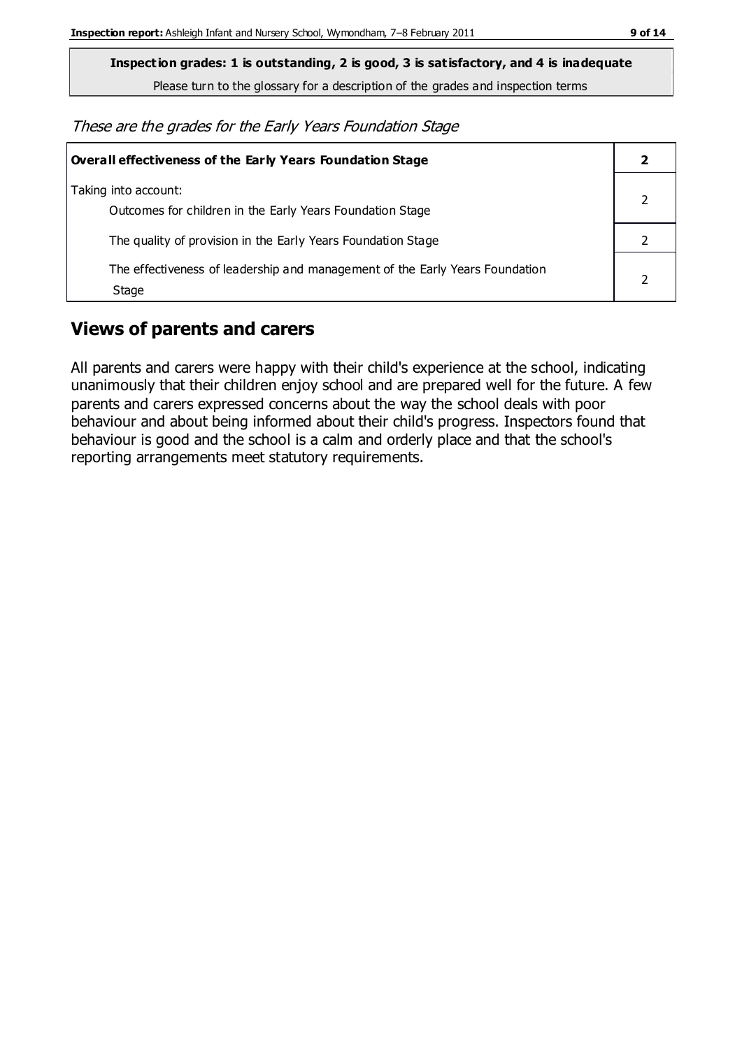**Inspection grades: 1 is outstanding, 2 is good, 3 is satisfactory, and 4 is inadequate**

Please turn to the glossary for a description of the grades and inspection terms

*These are the grades for the Early Years Foundation Stage*

| **Overall effectiveness of the Early Years Foundation Stage** | **2** |
|---|---|
| Taking into account:<br>Outcomes for children in the Early Years Foundation Stage | 2 |
| The quality of provision in the Early Years Foundation Stage | 2 |
| The effectiveness of leadership and management of the Early Years Foundation Stage | 2 |

## Views of parents and carers

All parents and carers were happy with their child's experience at the school, indicating unanimously that their children enjoy school and are prepared well for the future. A few parents and carers expressed concerns about the way the school deals with poor behaviour and about being informed about their child's progress. Inspectors found that behaviour is good and the school is a calm and orderly place and that the school's reporting arrangements meet statutory requirements.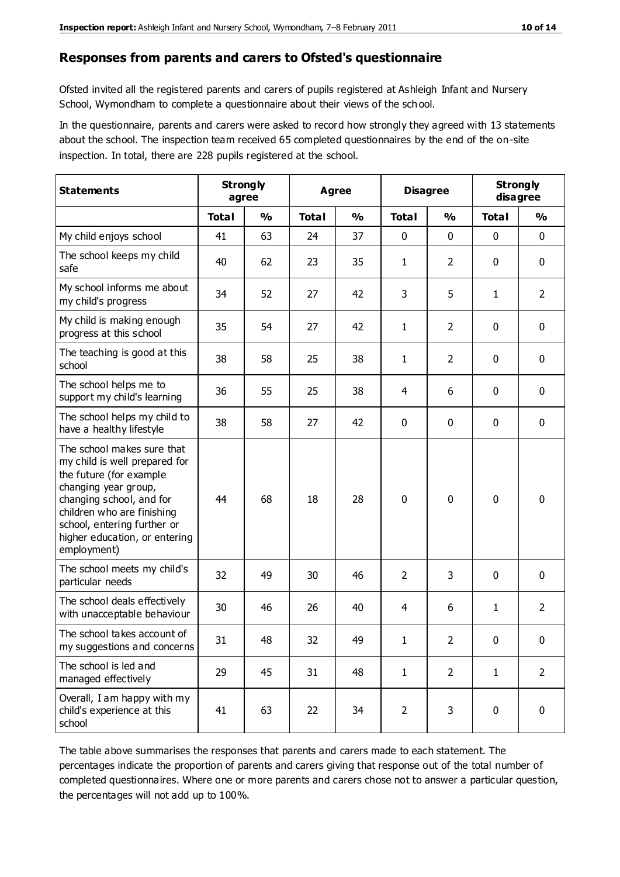## Responses from parents and carers to Ofsted's questionnaire

Ofsted invited all the registered parents and carers of pupils registered at Ashleigh Infant and Nursery School, Wymondham to complete a questionnaire about their views of the school.

In the questionnaire, parents and carers were asked to record how strongly they agreed with 13 statements about the school. The inspection team received 65 completed questionnaires by the end of the on-site inspection. In total, there are 228 pupils registered at the school.

| Statements | Strongly agree | | Agree | | Disagree | | Strongly disagree | |
|---|---|---|---|---|---|---|---|---|
| | Total | % | Total | % | Total | % | Total | % |
| My child enjoys school | 41 | 63 | 24 | 37 | 0 | 0 | 0 | 0 |
| The school keeps my child safe | 40 | 62 | 23 | 35 | 1 | 2 | 0 | 0 |
| My school informs me about my child's progress | 34 | 52 | 27 | 42 | 3 | 5 | 1 | 2 |
| My child is making enough progress at this school | 35 | 54 | 27 | 42 | 1 | 2 | 0 | 0 |
| The teaching is good at this school | 38 | 58 | 25 | 38 | 1 | 2 | 0 | 0 |
| The school helps me to support my child's learning | 36 | 55 | 25 | 38 | 4 | 6 | 0 | 0 |
| The school helps my child to have a healthy lifestyle | 38 | 58 | 27 | 42 | 0 | 0 | 0 | 0 |
| The school makes sure that my child is well prepared for the future (for example changing year group, changing school, and for children who are finishing school, entering further or higher education, or entering employment) | 44 | 68 | 18 | 28 | 0 | 0 | 0 | 0 |
| The school meets my child's particular needs | 32 | 49 | 30 | 46 | 2 | 3 | 0 | 0 |
| The school deals effectively with unacceptable behaviour | 30 | 46 | 26 | 40 | 4 | 6 | 1 | 2 |
| The school takes account of my suggestions and concerns | 31 | 48 | 32 | 49 | 1 | 2 | 0 | 0 |
| The school is led and managed effectively | 29 | 45 | 31 | 48 | 1 | 2 | 1 | 2 |
| Overall, I am happy with my child's experience at this school | 41 | 63 | 22 | 34 | 2 | 3 | 0 | 0 |

The table above summarises the responses that parents and carers made to each statement. The percentages indicate the proportion of parents and carers giving that response out of the total number of completed questionnaires. Where one or more parents and carers chose not to answer a particular question, the percentages will not add up to 100%.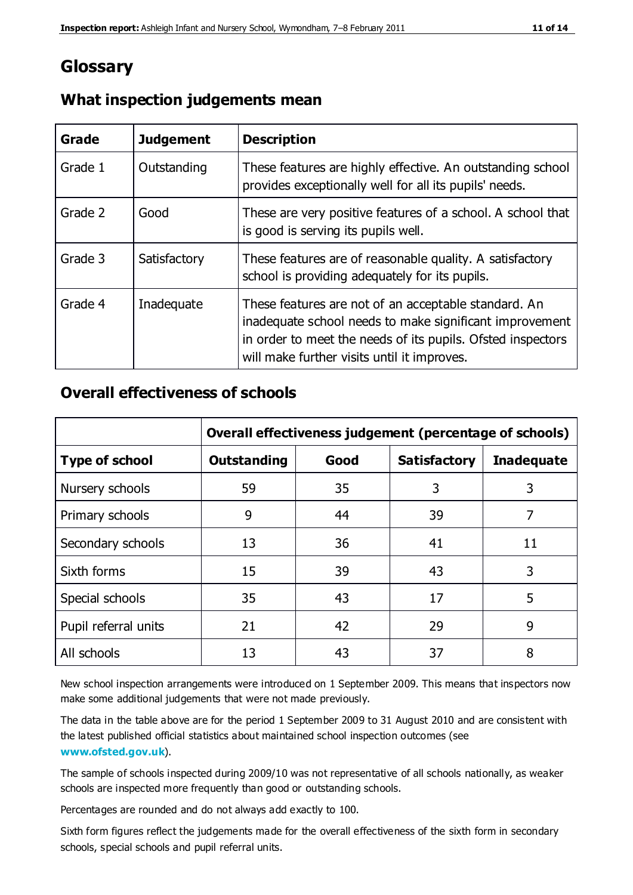# Glossary

## What inspection judgements mean

| Grade | Judgement | Description |
| --- | --- | --- |
| Grade 1 | Outstanding | These features are highly effective. An outstanding school provides exceptionally well for all its pupils' needs. |
| Grade 2 | Good | These are very positive features of a school. A school that is good is serving its pupils well. |
| Grade 3 | Satisfactory | These features are of reasonable quality. A satisfactory school is providing adequately for its pupils. |
| Grade 4 | Inadequate | These features are not of an acceptable standard. An inadequate school needs to make significant improvement in order to meet the needs of its pupils. Ofsted inspectors will make further visits until it improves. |

## Overall effectiveness of schools

| | Overall effectiveness judgement (percentage of schools) | | | |
| --- | --- | --- | --- | --- |
| **Type of school** | **Outstanding** | **Good** | **Satisfactory** | **Inadequate** |
| Nursery schools | 59 | 35 | 3 | 3 |
| Primary schools | 9 | 44 | 39 | 7 |
| Secondary schools | 13 | 36 | 41 | 11 |
| Sixth forms | 15 | 39 | 43 | 3 |
| Special schools | 35 | 43 | 17 | 5 |
| Pupil referral units | 21 | 42 | 29 | 9 |
| All schools | 13 | 43 | 37 | 8 |

New school inspection arrangements were introduced on 1 September 2009. This means that inspectors now make some additional judgements that were not made previously.

The data in the table above are for the period 1 September 2009 to 31 August 2010 and are consistent with the latest published official statistics about maintained school inspection outcomes (see **www.ofsted.gov.uk**).

The sample of schools inspected during 2009/10 was not representative of all schools nationally, as weaker schools are inspected more frequently than good or outstanding schools.

Percentages are rounded and do not always add exactly to 100.

Sixth form figures reflect the judgements made for the overall effectiveness of the sixth form in secondary schools, special schools and pupil referral units.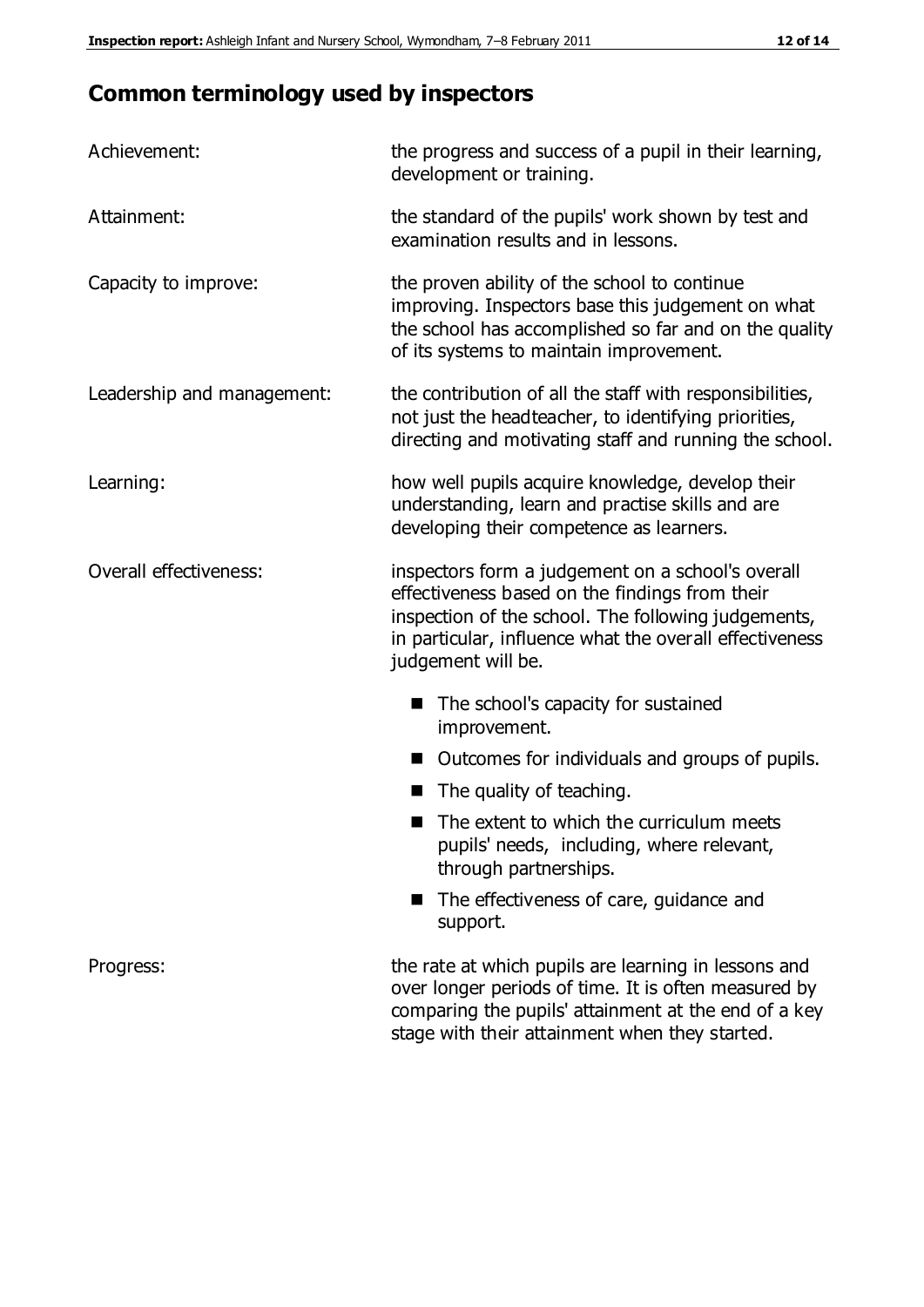## Common terminology used by inspectors

| | |
|---|---|
| Achievement: | the progress and success of a pupil in their learning, development or training. |
| Attainment: | the standard of the pupils' work shown by test and examination results and in lessons. |
| Capacity to improve: | the proven ability of the school to continue improving. Inspectors base this judgement on what the school has accomplished so far and on the quality of its systems to maintain improvement. |
| Leadership and management: | the contribution of all the staff with responsibilities, not just the headteacher, to identifying priorities, directing and motivating staff and running the school. |
| Learning: | how well pupils acquire knowledge, develop their understanding, learn and practise skills and are developing their competence as learners. |
| Overall effectiveness: | inspectors form a judgement on a school's overall effectiveness based on the findings from their inspection of the school. The following judgements, in particular, influence what the overall effectiveness judgement will be. |

- The school's capacity for sustained improvement.
- Outcomes for individuals and groups of pupils.
- The quality of teaching.
- The extent to which the curriculum meets pupils' needs, including, where relevant, through partnerships.
- The effectiveness of care, guidance and support.

| | |
|---|---|
| Progress: | the rate at which pupils are learning in lessons and over longer periods of time. It is often measured by comparing the pupils' attainment at the end of a key stage with their attainment when they started. |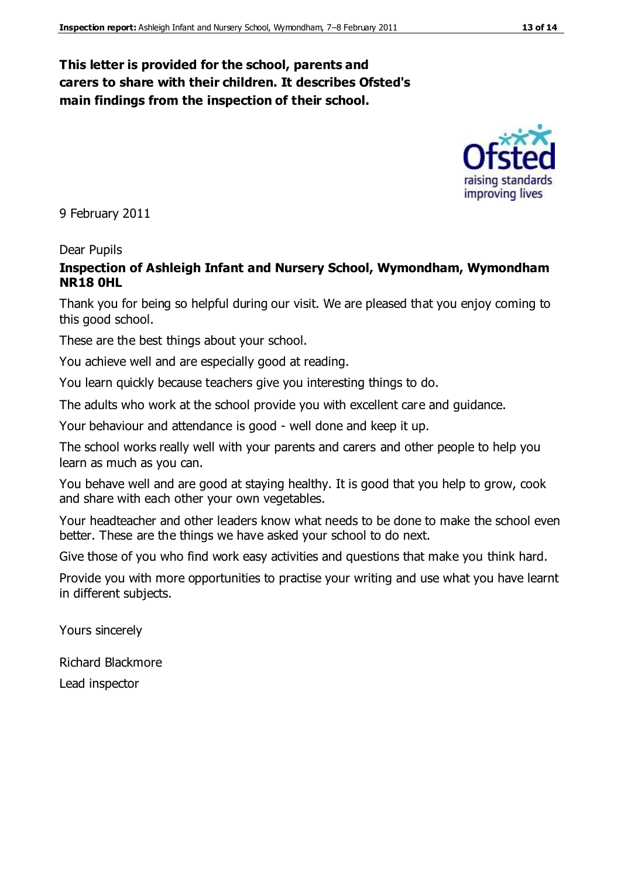**This letter is provided for the school, parents and carers to share with their children. It describes Ofsted's main findings from the inspection of their school.**

9 February 2011

Dear Pupils

**Inspection of Ashleigh Infant and Nursery School, Wymondham, Wymondham NR18 0HL**

Thank you for being so helpful during our visit. We are pleased that you enjoy coming to this good school.

These are the best things about your school.

You achieve well and are especially good at reading.

You learn quickly because teachers give you interesting things to do.

The adults who work at the school provide you with excellent care and guidance.

Your behaviour and attendance is good - well done and keep it up.

The school works really well with your parents and carers and other people to help you learn as much as you can.

You behave well and are good at staying healthy. It is good that you help to grow, cook and share with each other your own vegetables.

Your headteacher and other leaders know what needs to be done to make the school even better. These are the things we have asked your school to do next.

Give those of you who find work easy activities and questions that make you think hard.

Provide you with more opportunities to practise your writing and use what you have learnt in different subjects.

Yours sincerely

Richard Blackmore

Lead inspector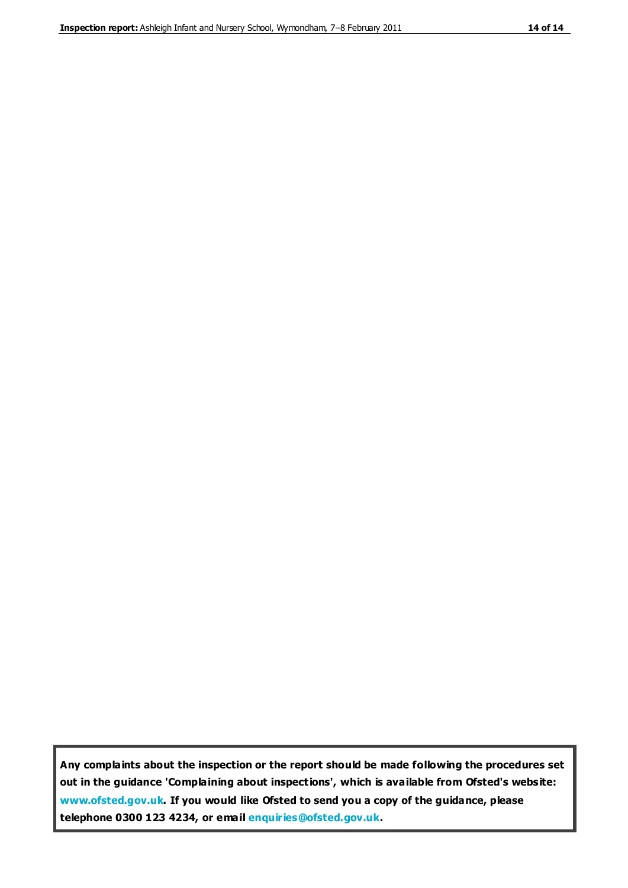**Any complaints about the inspection or the report should be made following the procedures set out in the guidance 'Complaining about inspections', which is available from Ofsted's website: www.ofsted.gov.uk. If you would like Ofsted to send you a copy of the guidance, please telephone 0300 123 4234, or email enquiries@ofsted.gov.uk.**